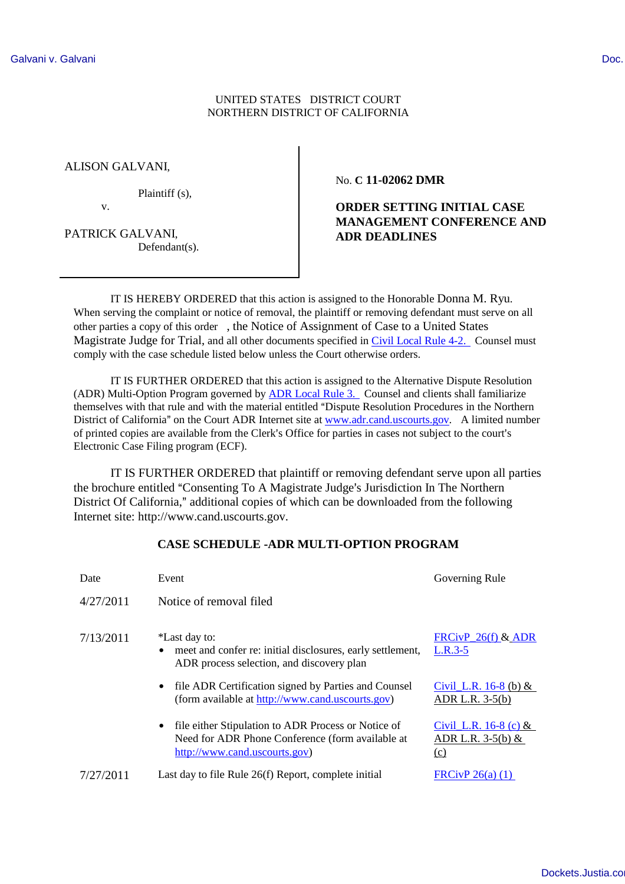UNITED STATES DISTRICT COURT
NORTHERN DISTRICT OF CALIFORNIA

ALISON GALVANI,

Plaintiff (s),

v.

PATRICK GALVANI,

Defendant(s).

No. **C 11-02062 DMR**

**ORDER SETTING INITIAL CASE MANAGEMENT CONFERENCE AND ADR DEADLINES**

IT IS HEREBY ORDERED that this action is assigned to the Honorable Donna M. Ryu. When serving the complaint or notice of removal, the plaintiff or removing defendant must serve on all other parties a copy of this order , the Notice of Assignment of Case to a United States Magistrate Judge for Trial, and all other documents specified in Civil Local Rule 4-2. Counsel must comply with the case schedule listed below unless the Court otherwise orders.

IT IS FURTHER ORDERED that this action is assigned to the Alternative Dispute Resolution (ADR) Multi-Option Program governed by ADR Local Rule 3. Counsel and clients shall familiarize themselves with that rule and with the material entitled "Dispute Resolution Procedures in the Northern District of California" on the Court ADR Internet site at www.adr.cand.uscourts.gov. A limited number of printed copies are available from the Clerk's Office for parties in cases not subject to the court's Electronic Case Filing program (ECF).

IT IS FURTHER ORDERED that plaintiff or removing defendant serve upon all parties the brochure entitled "Consenting To A Magistrate Judge's Jurisdiction In The Northern District Of California," additional copies of which can be downloaded from the following Internet site: http://www.cand.uscourts.gov.

**CASE SCHEDULE -ADR MULTI-OPTION PROGRAM**

| Date | Event | Governing Rule |
|---|---|---|
| 4/27/2011 | Notice of removal filed | |
| 7/13/2011 | *Last day to:<br>• meet and confer re: initial disclosures, early settlement, ADR process selection, and discovery plan | FRCivP 26(f) & ADR L.R.3-5 |
| | • file ADR Certification signed by Parties and Counsel (form available at http://www.cand.uscourts.gov) | Civil L.R. 16-8 (b) & ADR L.R. 3-5(b) |
| | • file either Stipulation to ADR Process or Notice of Need for ADR Phone Conference (form available at http://www.cand.uscourts.gov) | Civil L.R. 16-8 (c) & ADR L.R. 3-5(b) & (c) |
| 7/27/2011 | Last day to file Rule 26(f) Report, complete initial | FRCivP 26(a) (1) |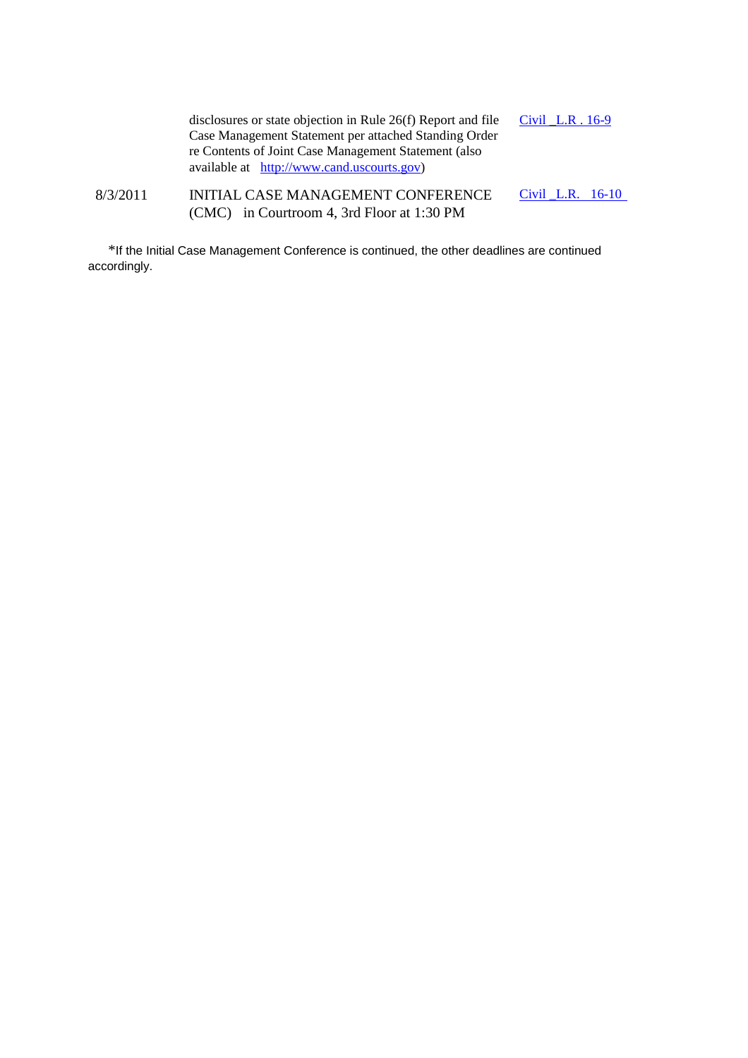| | | |
|---|---|---|
| | disclosures or state objection in Rule 26(f) Report and file Case Management Statement per attached Standing Order re Contents of Joint Case Management Statement (also available at http://www.cand.uscourts.gov) | Civil L.R . 16-9 |
| 8/3/2011 | INITIAL CASE MANAGEMENT CONFERENCE (CMC) in Courtroom 4, 3rd Floor at 1:30 PM | Civil L.R. 16-10 |

*If the Initial Case Management Conference is continued, the other deadlines are continued accordingly.